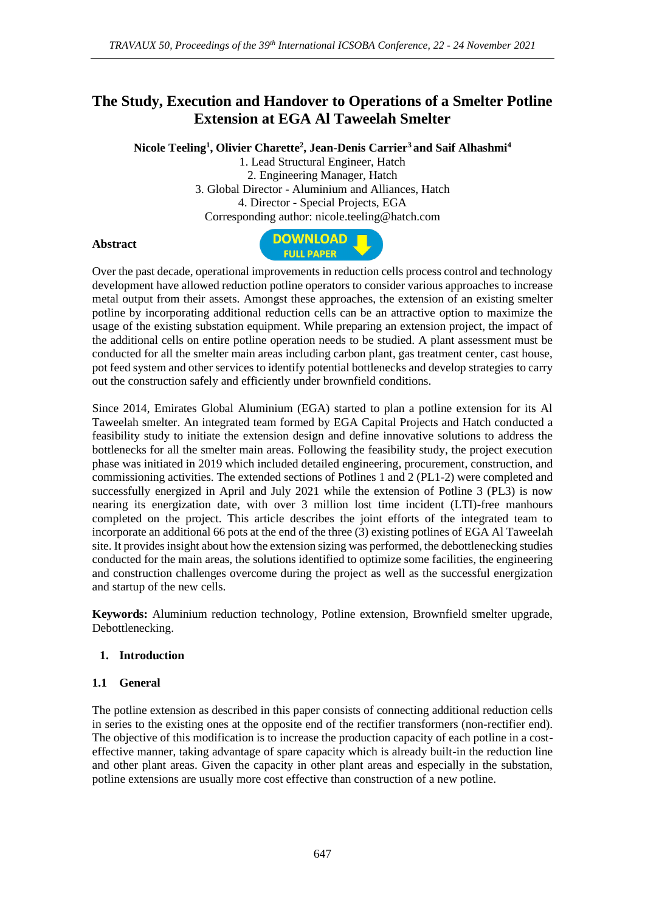# The Study, Execution and Handover to Operations of a Smelter Potline Extension at EGA Al Taweelah Smelter

**Nicole Teeling[1], Olivier Charette[2], Jean-Denis Carrier[3] and Saif Alhashmi[4]**

1. Lead Structural Engineer, Hatch
2. Engineering Manager, Hatch
3. Global Director - Aluminium and Alliances, Hatch
4. Director - Special Projects, EGA

Corresponding author: nicole.teeling@hatch.com

## Abstract

Over the past decade, operational improvements in reduction cells process control and technology development have allowed reduction potline operators to consider various approaches to increase metal output from their assets. Amongst these approaches, the extension of an existing smelter potline by incorporating additional reduction cells can be an attractive option to maximize the usage of the existing substation equipment. While preparing an extension project, the impact of the additional cells on entire potline operation needs to be studied. A plant assessment must be conducted for all the smelter main areas including carbon plant, gas treatment center, cast house, pot feed system and other services to identify potential bottlenecks and develop strategies to carry out the construction safely and efficiently under brownfield conditions.

Since 2014, Emirates Global Aluminium (EGA) started to plan a potline extension for its Al Taweelah smelter. An integrated team formed by EGA Capital Projects and Hatch conducted a feasibility study to initiate the extension design and define innovative solutions to address the bottlenecks for all the smelter main areas. Following the feasibility study, the project execution phase was initiated in 2019 which included detailed engineering, procurement, construction, and commissioning activities. The extended sections of Potlines 1 and 2 (PL1-2) were completed and successfully energized in April and July 2021 while the extension of Potline 3 (PL3) is now nearing its energization date, with over 3 million lost time incident (LTI)-free manhours completed on the project. This article describes the joint efforts of the integrated team to incorporate an additional 66 pots at the end of the three (3) existing potlines of EGA Al Taweelah site. It provides insight about how the extension sizing was performed, the debottlenecking studies conducted for the main areas, the solutions identified to optimize some facilities, the engineering and construction challenges overcome during the project as well as the successful energization and startup of the new cells.

**Keywords:** Aluminium reduction technology, Potline extension, Brownfield smelter upgrade, Debottlenecking.

## 1. Introduction

### 1.1 General

The potline extension as described in this paper consists of connecting additional reduction cells in series to the existing ones at the opposite end of the rectifier transformers (non-rectifier end). The objective of this modification is to increase the production capacity of each potline in a cost-effective manner, taking advantage of spare capacity which is already built-in the reduction line and other plant areas. Given the capacity in other plant areas and especially in the substation, potline extensions are usually more cost effective than construction of a new potline.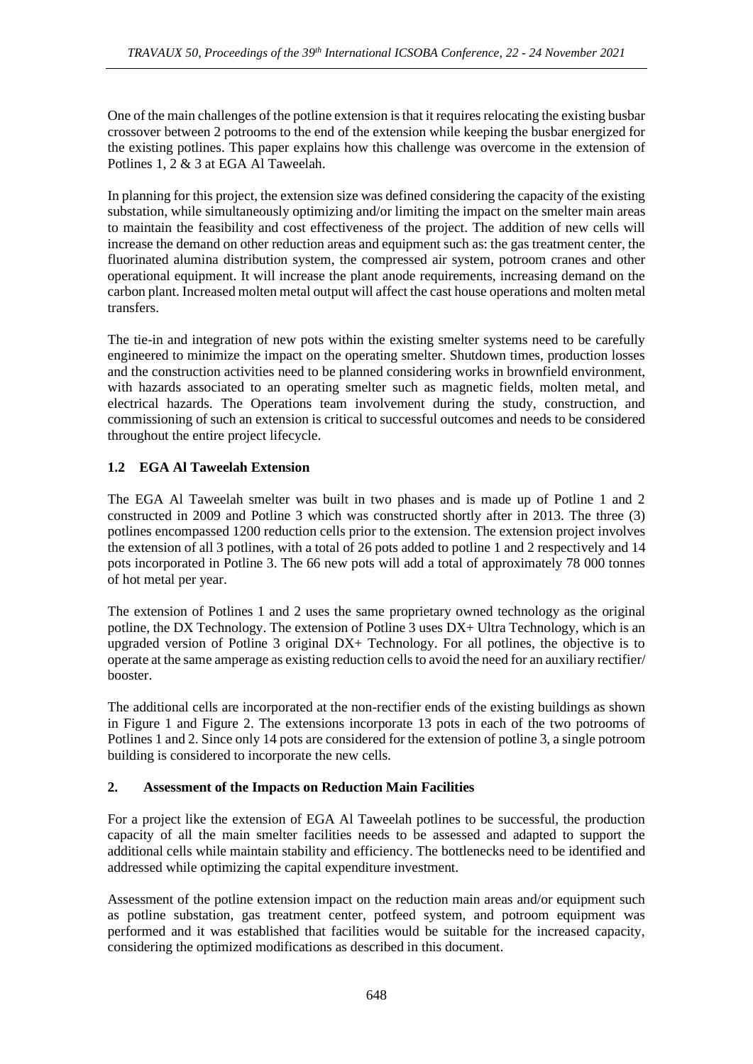One of the main challenges of the potline extension is that it requires relocating the existing busbar crossover between 2 potrooms to the end of the extension while keeping the busbar energized for the existing potlines. This paper explains how this challenge was overcome in the extension of Potlines 1, 2 & 3 at EGA Al Taweelah.

In planning for this project, the extension size was defined considering the capacity of the existing substation, while simultaneously optimizing and/or limiting the impact on the smelter main areas to maintain the feasibility and cost effectiveness of the project. The addition of new cells will increase the demand on other reduction areas and equipment such as: the gas treatment center, the fluorinated alumina distribution system, the compressed air system, potroom cranes and other operational equipment. It will increase the plant anode requirements, increasing demand on the carbon plant. Increased molten metal output will affect the cast house operations and molten metal transfers.

The tie-in and integration of new pots within the existing smelter systems need to be carefully engineered to minimize the impact on the operating smelter. Shutdown times, production losses and the construction activities need to be planned considering works in brownfield environment, with hazards associated to an operating smelter such as magnetic fields, molten metal, and electrical hazards. The Operations team involvement during the study, construction, and commissioning of such an extension is critical to successful outcomes and needs to be considered throughout the entire project lifecycle.

### 1.2 EGA Al Taweelah Extension

The EGA Al Taweelah smelter was built in two phases and is made up of Potline 1 and 2 constructed in 2009 and Potline 3 which was constructed shortly after in 2013. The three (3) potlines encompassed 1200 reduction cells prior to the extension. The extension project involves the extension of all 3 potlines, with a total of 26 pots added to potline 1 and 2 respectively and 14 pots incorporated in Potline 3. The 66 new pots will add a total of approximately 78 000 tonnes of hot metal per year.

The extension of Potlines 1 and 2 uses the same proprietary owned technology as the original potline, the DX Technology. The extension of Potline 3 uses DX+ Ultra Technology, which is an upgraded version of Potline 3 original DX+ Technology. For all potlines, the objective is to operate at the same amperage as existing reduction cells to avoid the need for an auxiliary rectifier/ booster.

The additional cells are incorporated at the non-rectifier ends of the existing buildings as shown in Figure 1 and Figure 2. The extensions incorporate 13 pots in each of the two potrooms of Potlines 1 and 2. Since only 14 pots are considered for the extension of potline 3, a single potroom building is considered to incorporate the new cells.

## 2. Assessment of the Impacts on Reduction Main Facilities

For a project like the extension of EGA Al Taweelah potlines to be successful, the production capacity of all the main smelter facilities needs to be assessed and adapted to support the additional cells while maintain stability and efficiency. The bottlenecks need to be identified and addressed while optimizing the capital expenditure investment.

Assessment of the potline extension impact on the reduction main areas and/or equipment such as potline substation, gas treatment center, potfeed system, and potroom equipment was performed and it was established that facilities would be suitable for the increased capacity, considering the optimized modifications as described in this document.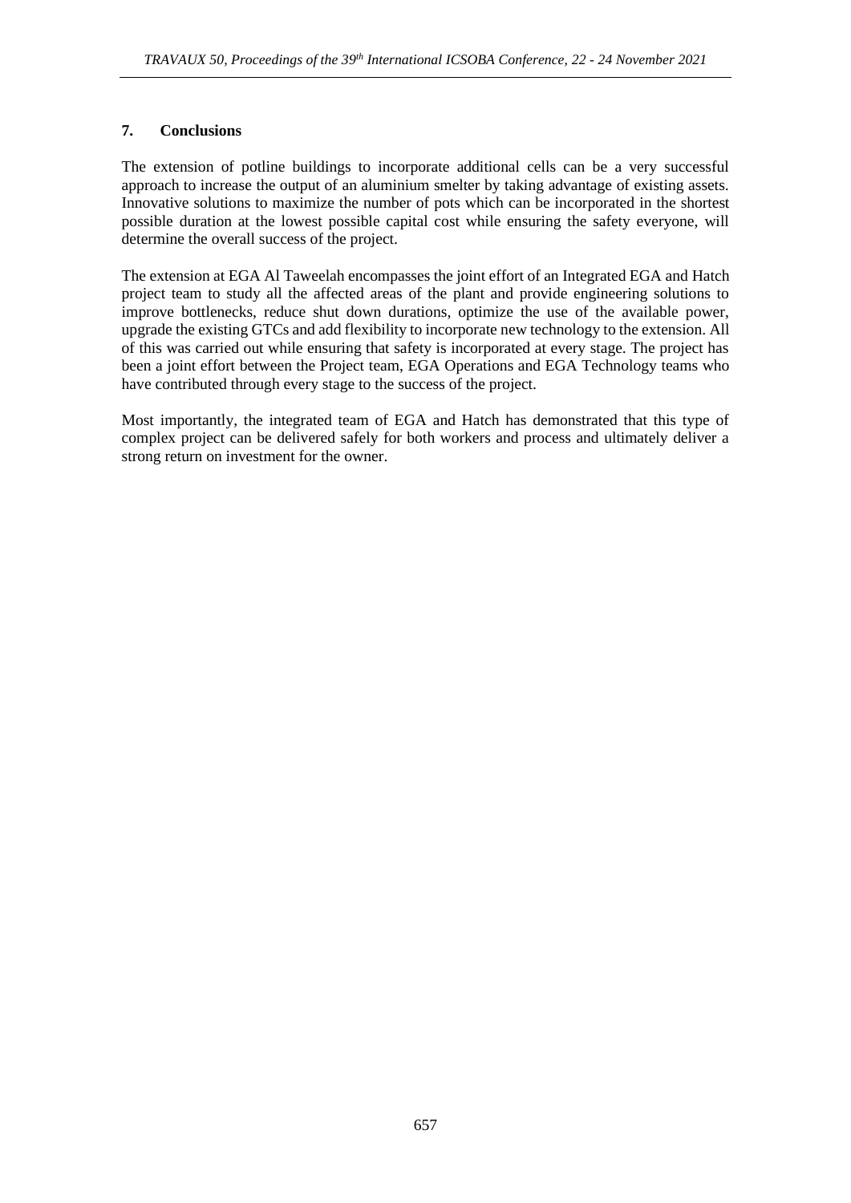## 7. Conclusions

The extension of potline buildings to incorporate additional cells can be a very successful approach to increase the output of an aluminium smelter by taking advantage of existing assets. Innovative solutions to maximize the number of pots which can be incorporated in the shortest possible duration at the lowest possible capital cost while ensuring the safety everyone, will determine the overall success of the project.

The extension at EGA Al Taweelah encompasses the joint effort of an Integrated EGA and Hatch project team to study all the affected areas of the plant and provide engineering solutions to improve bottlenecks, reduce shut down durations, optimize the use of the available power, upgrade the existing GTCs and add flexibility to incorporate new technology to the extension. All of this was carried out while ensuring that safety is incorporated at every stage. The project has been a joint effort between the Project team, EGA Operations and EGA Technology teams who have contributed through every stage to the success of the project.

Most importantly, the integrated team of EGA and Hatch has demonstrated that this type of complex project can be delivered safely for both workers and process and ultimately deliver a strong return on investment for the owner.